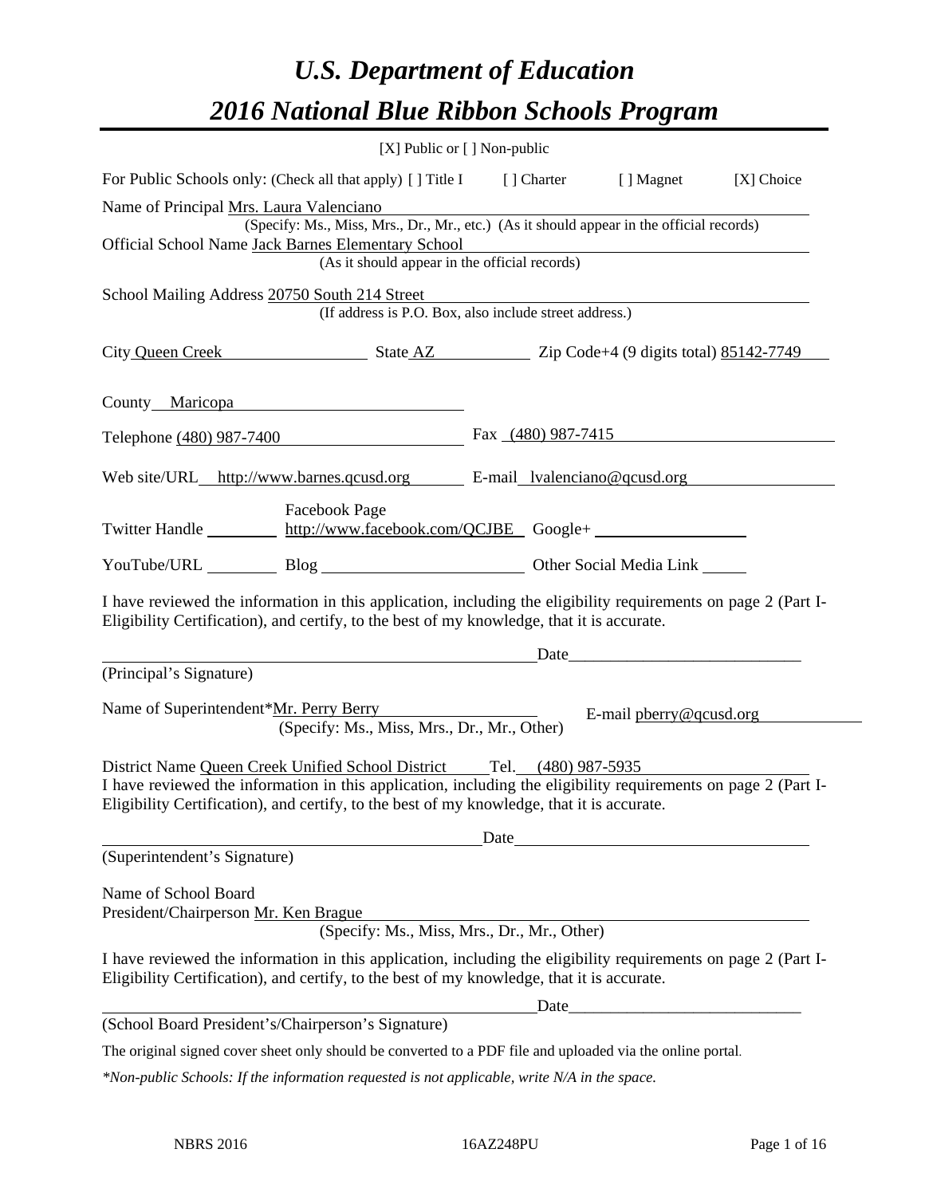# U.S. Department of Education

# 2016 National Blue Ribbon Schools Program

[X] Public or [ ] Non-public

For Public Schools only: (Check all that apply) [ ] Title I [ ] Charter [ ] Magnet [X] Choice

Name of Principal Mrs. Laura Valenciano
(Specify: Ms., Miss, Mrs., Dr., Mr., etc.) (As it should appear in the official records)

Official School Name Jack Barnes Elementary School
(As it should appear in the official records)

School Mailing Address 20750 South 214 Street
(If address is P.O. Box, also include street address.)

City Queen Creek State AZ Zip Code+4 (9 digits total) 85142-7749

County Maricopa

Telephone (480) 987-7400 Fax (480) 987-7415

Web site/URL http://www.barnes.qcusd.org E-mail lvalenciano@qcusd.org

Twitter Handle ________ Facebook Page http://www.facebook.com/QCJBE Google+ ________

YouTube/URL ________ Blog ________ Other Social Media Link ________

I have reviewed the information in this application, including the eligibility requirements on page 2 (Part I-Eligibility Certification), and certify, to the best of my knowledge, that it is accurate.

________________________________ Date________________________

(Principal's Signature)

Name of Superintendent*Mr. Perry Berry E-mail pberry@qcusd.org
(Specify: Ms., Miss, Mrs., Dr., Mr., Other)

District Name Queen Creek Unified School District Tel. (480) 987-5935

I have reviewed the information in this application, including the eligibility requirements on page 2 (Part I-Eligibility Certification), and certify, to the best of my knowledge, that it is accurate.

________________________________ Date________________________

(Superintendent's Signature)

Name of School Board
President/Chairperson Mr. Ken Brague
(Specify: Ms., Miss, Mrs., Dr., Mr., Other)

I have reviewed the information in this application, including the eligibility requirements on page 2 (Part I-Eligibility Certification), and certify, to the best of my knowledge, that it is accurate.

________________________________ Date________________________

(School Board President's/Chairperson's Signature)

The original signed cover sheet only should be converted to a PDF file and uploaded via the online portal.

*\*Non-public Schools: If the information requested is not applicable, write N/A in the space.*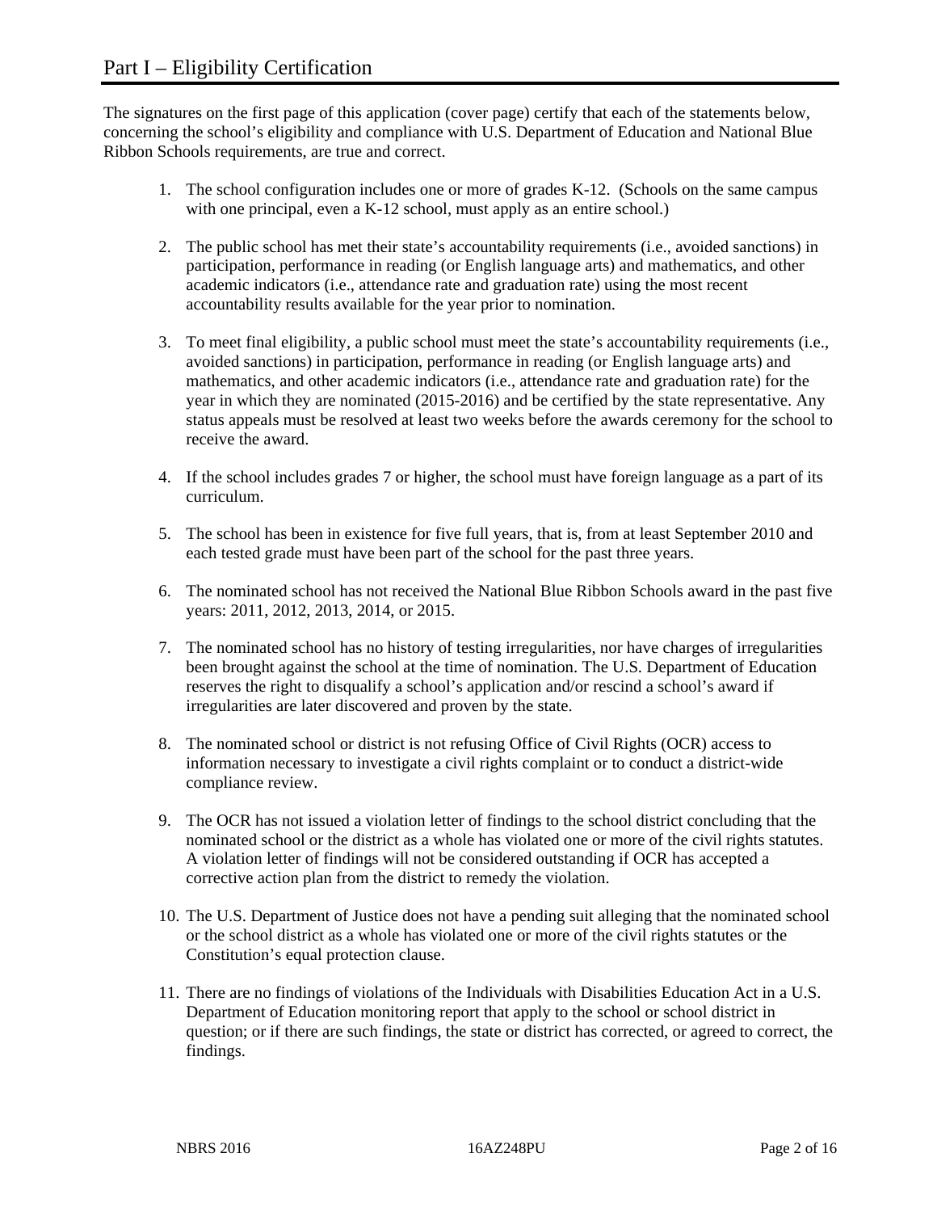# Part I – Eligibility Certification

The signatures on the first page of this application (cover page) certify that each of the statements below, concerning the school's eligibility and compliance with U.S. Department of Education and National Blue Ribbon Schools requirements, are true and correct.

1. The school configuration includes one or more of grades K-12. (Schools on the same campus with one principal, even a K-12 school, must apply as an entire school.)

2. The public school has met their state's accountability requirements (i.e., avoided sanctions) in participation, performance in reading (or English language arts) and mathematics, and other academic indicators (i.e., attendance rate and graduation rate) using the most recent accountability results available for the year prior to nomination.

3. To meet final eligibility, a public school must meet the state's accountability requirements (i.e., avoided sanctions) in participation, performance in reading (or English language arts) and mathematics, and other academic indicators (i.e., attendance rate and graduation rate) for the year in which they are nominated (2015-2016) and be certified by the state representative. Any status appeals must be resolved at least two weeks before the awards ceremony for the school to receive the award.

4. If the school includes grades 7 or higher, the school must have foreign language as a part of its curriculum.

5. The school has been in existence for five full years, that is, from at least September 2010 and each tested grade must have been part of the school for the past three years.

6. The nominated school has not received the National Blue Ribbon Schools award in the past five years: 2011, 2012, 2013, 2014, or 2015.

7. The nominated school has no history of testing irregularities, nor have charges of irregularities been brought against the school at the time of nomination. The U.S. Department of Education reserves the right to disqualify a school's application and/or rescind a school's award if irregularities are later discovered and proven by the state.

8. The nominated school or district is not refusing Office of Civil Rights (OCR) access to information necessary to investigate a civil rights complaint or to conduct a district-wide compliance review.

9. The OCR has not issued a violation letter of findings to the school district concluding that the nominated school or the district as a whole has violated one or more of the civil rights statutes. A violation letter of findings will not be considered outstanding if OCR has accepted a corrective action plan from the district to remedy the violation.

10. The U.S. Department of Justice does not have a pending suit alleging that the nominated school or the school district as a whole has violated one or more of the civil rights statutes or the Constitution's equal protection clause.

11. There are no findings of violations of the Individuals with Disabilities Education Act in a U.S. Department of Education monitoring report that apply to the school or school district in question; or if there are such findings, the state or district has corrected, or agreed to correct, the findings.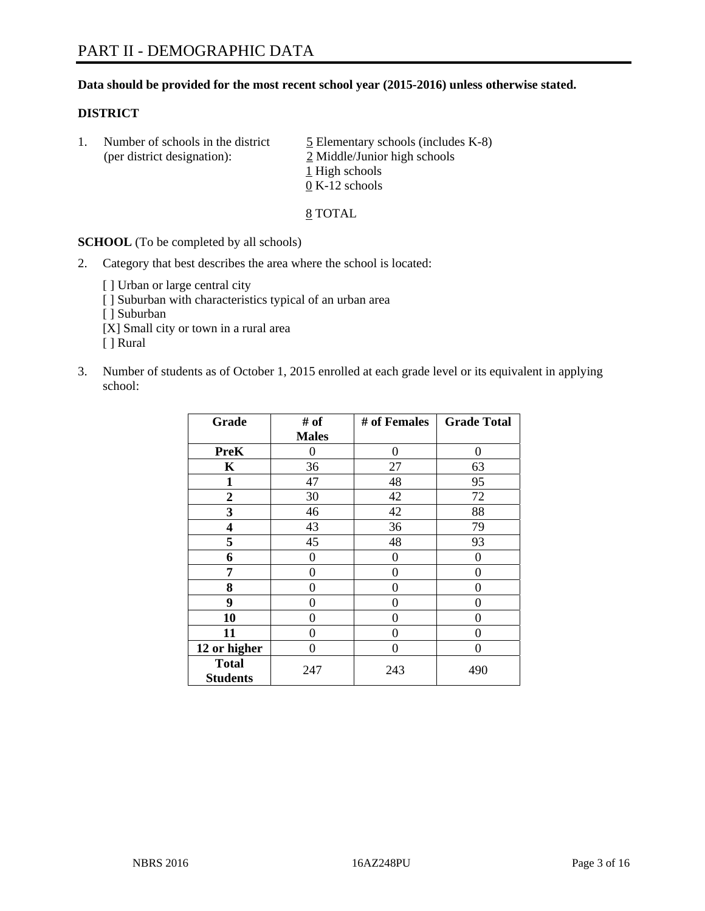# PART II - DEMOGRAPHIC DATA

**Data should be provided for the most recent school year (2015-2016) unless otherwise stated.**

**DISTRICT**

1. Number of schools in the district (per district designation):
   - 5 Elementary schools (includes K-8)
   - 2 Middle/Junior high schools
   - 1 High schools
   - 0 K-12 schools

   8 TOTAL

**SCHOOL** (To be completed by all schools)

2. Category that best describes the area where the school is located:

   [ ] Urban or large central city
   [ ] Suburban with characteristics typical of an urban area
   [ ] Suburban
   [X] Small city or town in a rural area
   [ ] Rural

3. Number of students as of October 1, 2015 enrolled at each grade level or its equivalent in applying school:

| Grade | # of Males | # of Females | Grade Total |
|---|---|---|---|
| **PreK** | 0 | 0 | 0 |
| **K** | 36 | 27 | 63 |
| **1** | 47 | 48 | 95 |
| **2** | 30 | 42 | 72 |
| **3** | 46 | 42 | 88 |
| **4** | 43 | 36 | 79 |
| **5** | 45 | 48 | 93 |
| **6** | 0 | 0 | 0 |
| **7** | 0 | 0 | 0 |
| **8** | 0 | 0 | 0 |
| **9** | 0 | 0 | 0 |
| **10** | 0 | 0 | 0 |
| **11** | 0 | 0 | 0 |
| **12 or higher** | 0 | 0 | 0 |
| **Total Students** | 247 | 243 | 490 |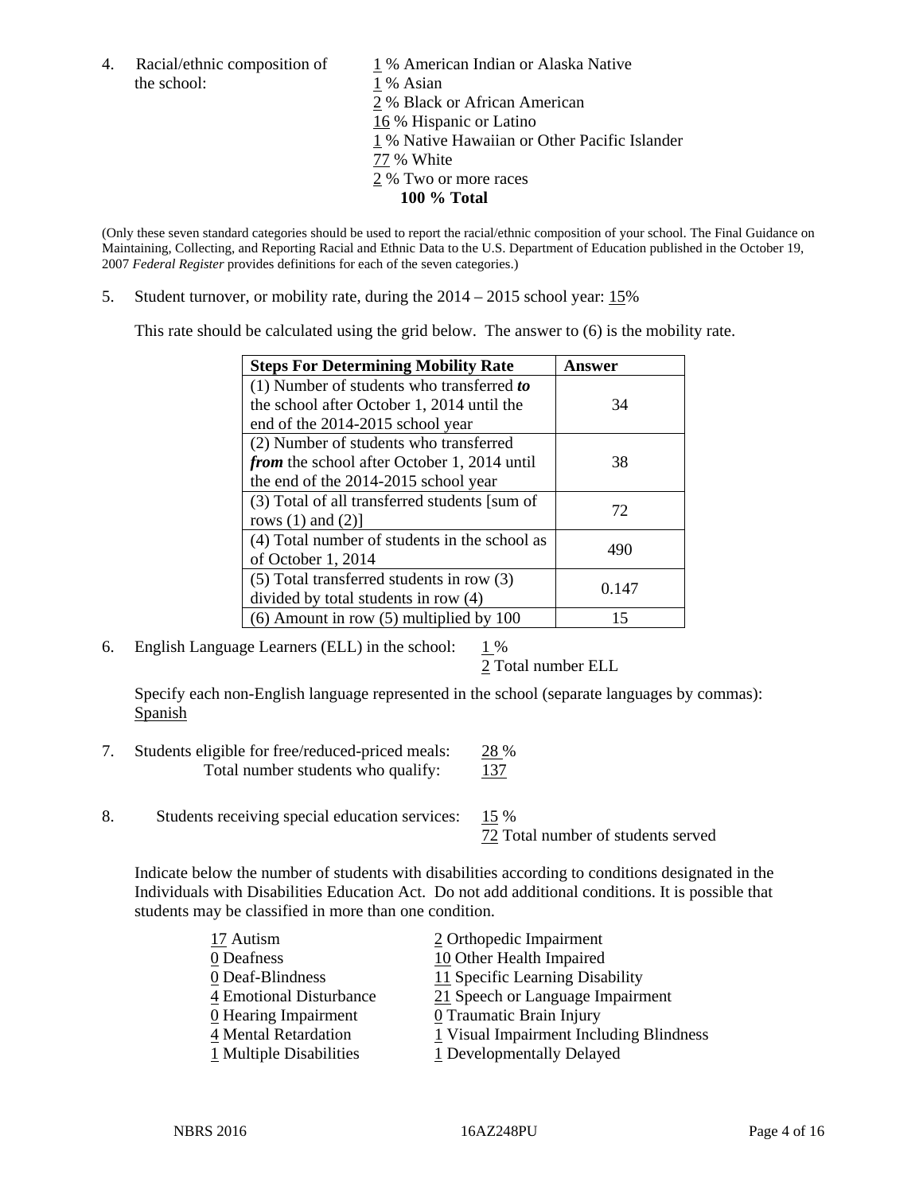4. Racial/ethnic composition of the school:

1 % American Indian or Alaska Native
1 % Asian
2 % Black or African American
16 % Hispanic or Latino
1 % Native Hawaiian or Other Pacific Islander
77 % White
2 % Two or more races
**100 % Total**

(Only these seven standard categories should be used to report the racial/ethnic composition of your school. The Final Guidance on Maintaining, Collecting, and Reporting Racial and Ethnic Data to the U.S. Department of Education published in the October 19, 2007 *Federal Register* provides definitions for each of the seven categories.)

5. Student turnover, or mobility rate, during the 2014 – 2015 school year: 15%

This rate should be calculated using the grid below. The answer to (6) is the mobility rate.

| **Steps For Determining Mobility Rate** | **Answer** |
|---|---|
| (1) Number of students who transferred ***to*** the school after October 1, 2014 until the end of the 2014-2015 school year | 34 |
| (2) Number of students who transferred ***from*** the school after October 1, 2014 until the end of the 2014-2015 school year | 38 |
| (3) Total of all transferred students [sum of rows (1) and (2)] | 72 |
| (4) Total number of students in the school as of October 1, 2014 | 490 |
| (5) Total transferred students in row (3) divided by total students in row (4) | 0.147 |
| (6) Amount in row (5) multiplied by 100 | 15 |

6. English Language Learners (ELL) in the school: 1 %
2 Total number ELL

Specify each non-English language represented in the school (separate languages by commas):
Spanish

7. Students eligible for free/reduced-priced meals: 28 %
Total number students who qualify: 137

8. Students receiving special education services: 15 %
72 Total number of students served

Indicate below the number of students with disabilities according to conditions designated in the Individuals with Disabilities Education Act. Do not add additional conditions. It is possible that students may be classified in more than one condition.

17 Autism
0 Deafness
0 Deaf-Blindness
4 Emotional Disturbance
0 Hearing Impairment
4 Mental Retardation
1 Multiple Disabilities
2 Orthopedic Impairment
10 Other Health Impaired
11 Specific Learning Disability
21 Speech or Language Impairment
0 Traumatic Brain Injury
1 Visual Impairment Including Blindness
1 Developmentally Delayed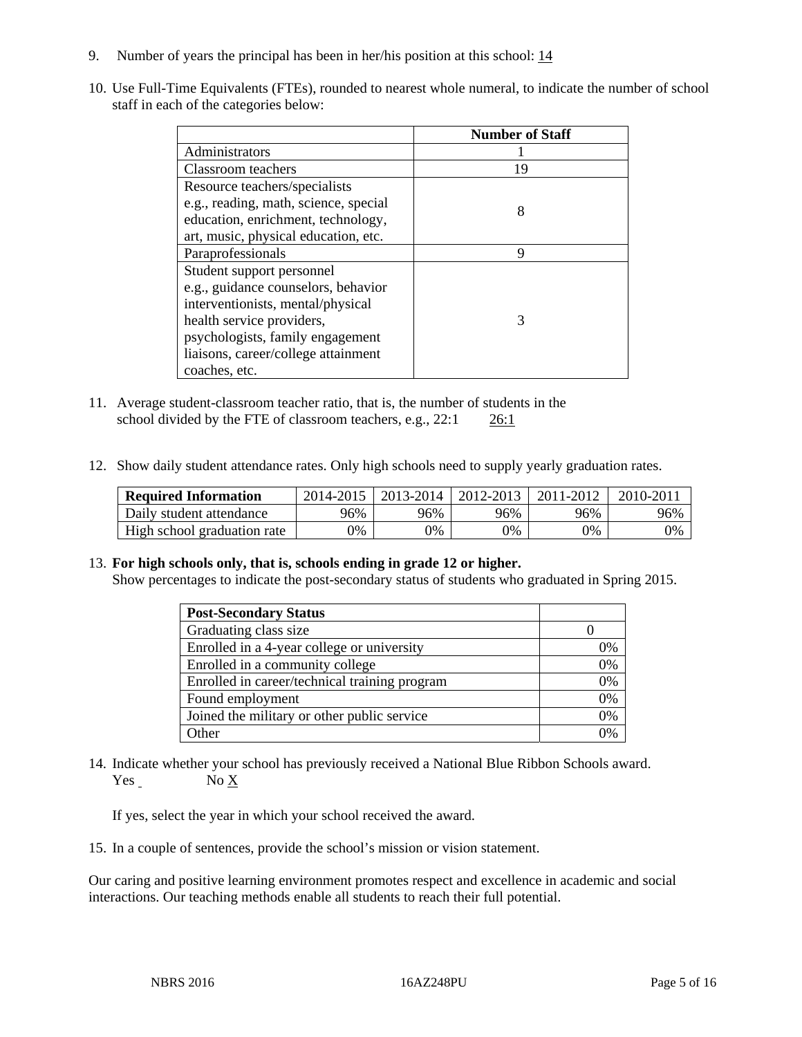9. Number of years the principal has been in her/his position at this school: 14

10. Use Full-Time Equivalents (FTEs), rounded to nearest whole numeral, to indicate the number of school staff in each of the categories below:

| | Number of Staff |
|---|---|
| Administrators | 1 |
| Classroom teachers | 19 |
| Resource teachers/specialists e.g., reading, math, science, special education, enrichment, technology, art, music, physical education, etc. | 8 |
| Paraprofessionals | 9 |
| Student support personnel e.g., guidance counselors, behavior interventionists, mental/physical health service providers, psychologists, family engagement liaisons, career/college attainment coaches, etc. | 3 |

11. Average student-classroom teacher ratio, that is, the number of students in the school divided by the FTE of classroom teachers, e.g., 22:1 26:1

12. Show daily student attendance rates. Only high schools need to supply yearly graduation rates.

| Required Information | 2014-2015 | 2013-2014 | 2012-2013 | 2011-2012 | 2010-2011 |
|---|---|---|---|---|---|
| Daily student attendance | 96% | 96% | 96% | 96% | 96% |
| High school graduation rate | 0% | 0% | 0% | 0% | 0% |

13. **For high schools only, that is, schools ending in grade 12 or higher.**
Show percentages to indicate the post-secondary status of students who graduated in Spring 2015.

| Post-Secondary Status | |
|---|---|
| Graduating class size | 0 |
| Enrolled in a 4-year college or university | 0% |
| Enrolled in a community college | 0% |
| Enrolled in career/technical training program | 0% |
| Found employment | 0% |
| Joined the military or other public service | 0% |
| Other | 0% |

14. Indicate whether your school has previously received a National Blue Ribbon Schools award.
Yes No X

If yes, select the year in which your school received the award.

15. In a couple of sentences, provide the school's mission or vision statement.

Our caring and positive learning environment promotes respect and excellence in academic and social interactions. Our teaching methods enable all students to reach their full potential.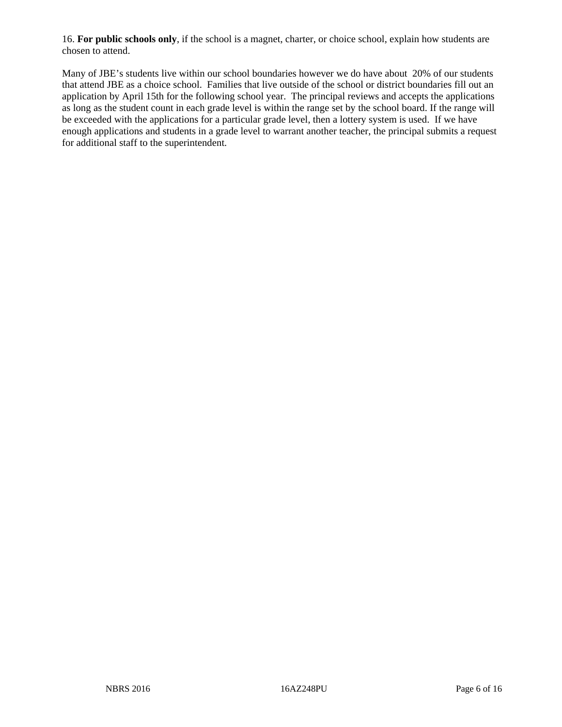16. **For public schools only**, if the school is a magnet, charter, or choice school, explain how students are chosen to attend.

Many of JBE's students live within our school boundaries however we do have about 20% of our students that attend JBE as a choice school. Families that live outside of the school or district boundaries fill out an application by April 15th for the following school year. The principal reviews and accepts the applications as long as the student count in each grade level is within the range set by the school board. If the range will be exceeded with the applications for a particular grade level, then a lottery system is used. If we have enough applications and students in a grade level to warrant another teacher, the principal submits a request for additional staff to the superintendent.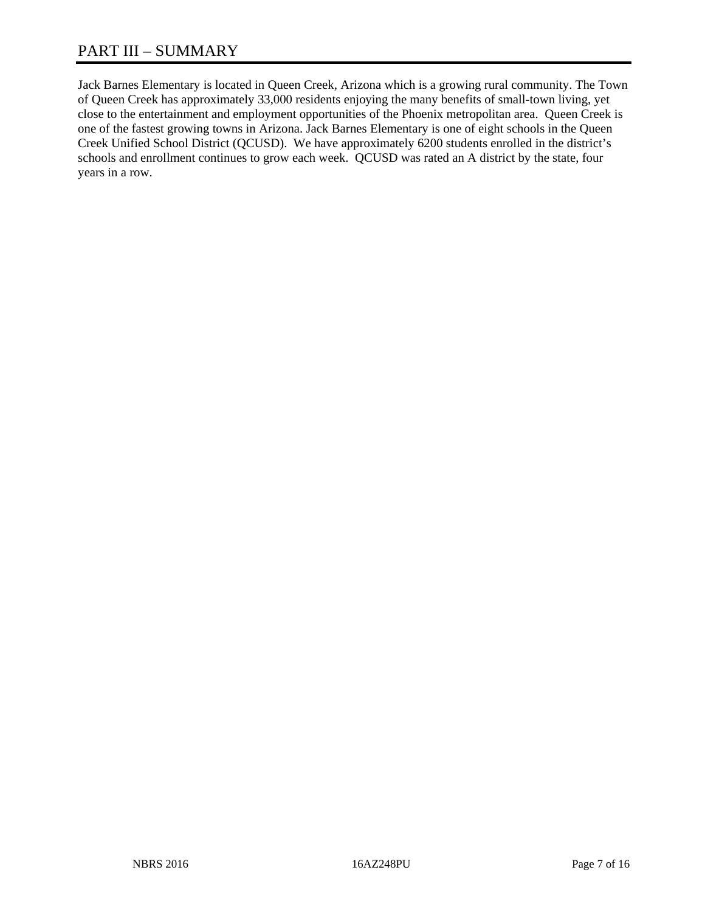# PART III – SUMMARY

Jack Barnes Elementary is located in Queen Creek, Arizona which is a growing rural community. The Town of Queen Creek has approximately 33,000 residents enjoying the many benefits of small-town living, yet close to the entertainment and employment opportunities of the Phoenix metropolitan area. Queen Creek is one of the fastest growing towns in Arizona. Jack Barnes Elementary is one of eight schools in the Queen Creek Unified School District (QCUSD). We have approximately 6200 students enrolled in the district's schools and enrollment continues to grow each week. QCUSD was rated an A district by the state, four years in a row.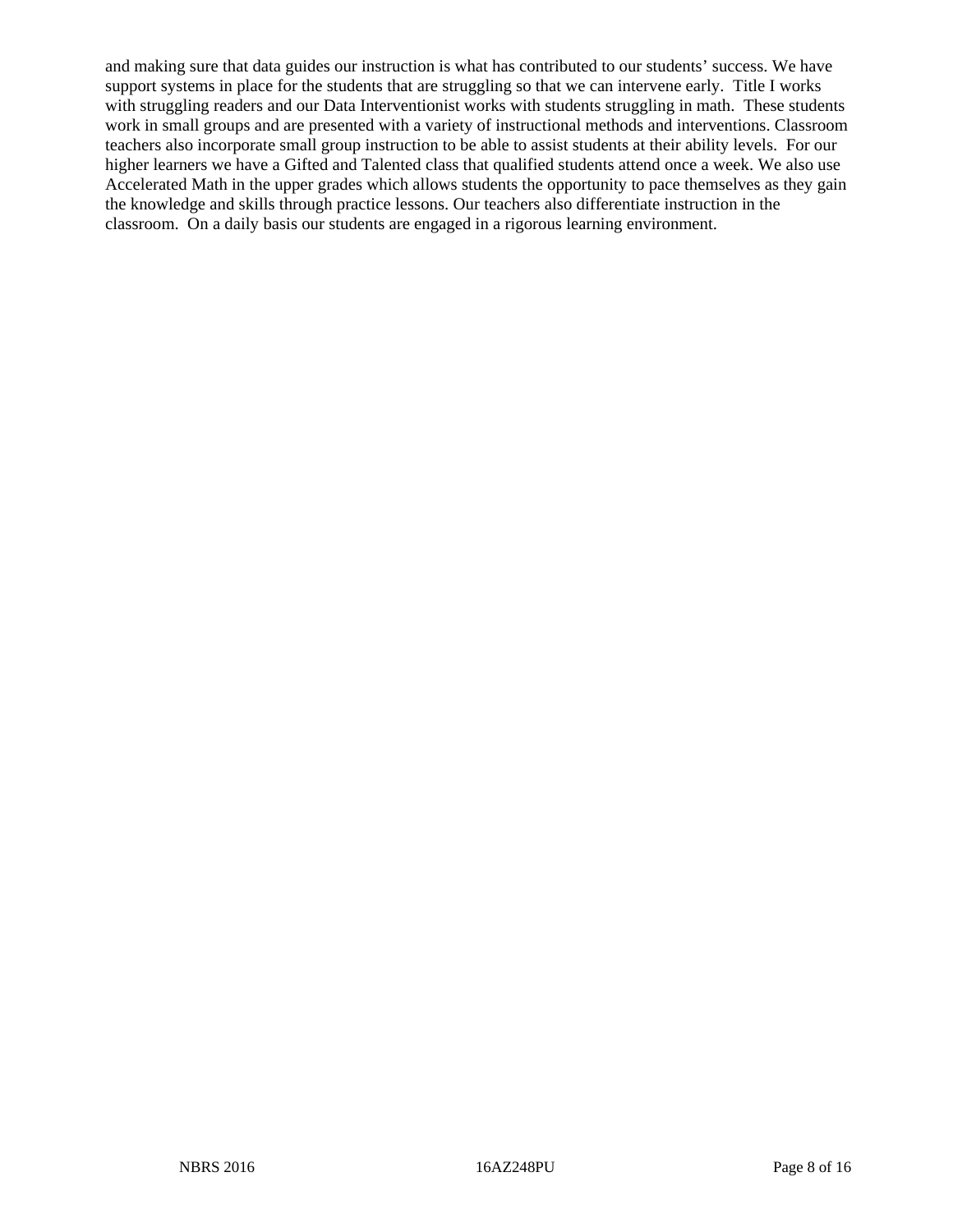and making sure that data guides our instruction is what has contributed to our students' success. We have support systems in place for the students that are struggling so that we can intervene early. Title I works with struggling readers and our Data Interventionist works with students struggling in math. These students work in small groups and are presented with a variety of instructional methods and interventions. Classroom teachers also incorporate small group instruction to be able to assist students at their ability levels. For our higher learners we have a Gifted and Talented class that qualified students attend once a week. We also use Accelerated Math in the upper grades which allows students the opportunity to pace themselves as they gain the knowledge and skills through practice lessons. Our teachers also differentiate instruction in the classroom. On a daily basis our students are engaged in a rigorous learning environment.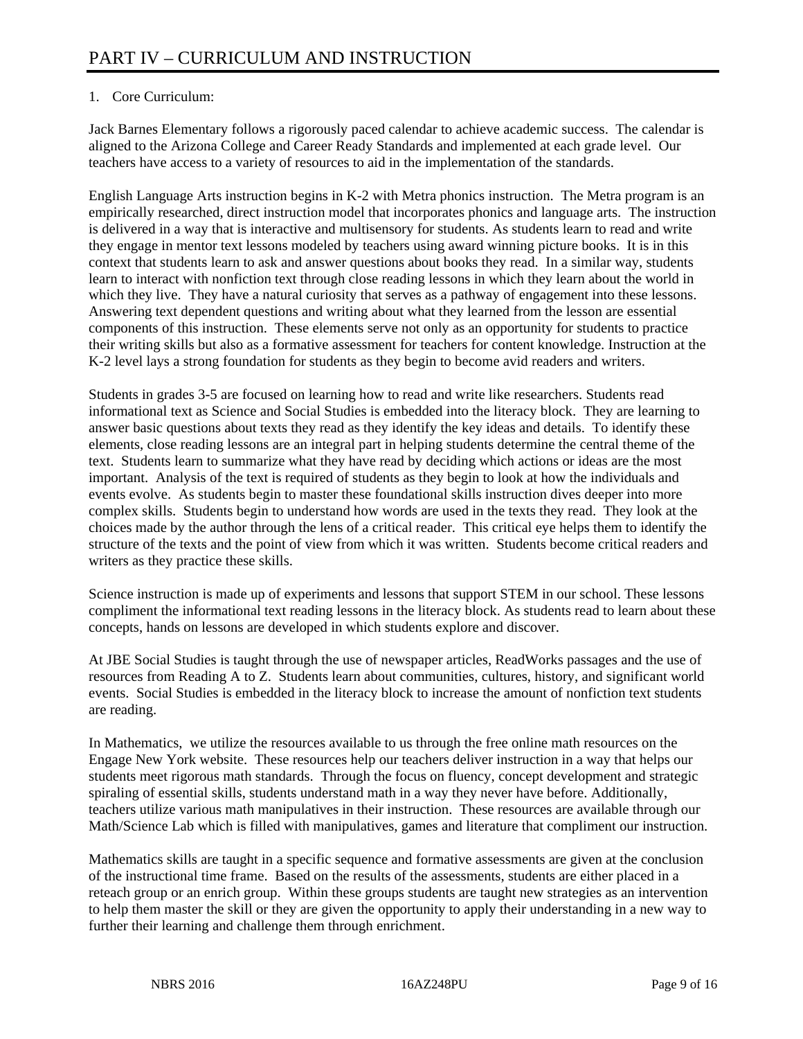# PART IV – CURRICULUM AND INSTRUCTION

1. Core Curriculum:

Jack Barnes Elementary follows a rigorously paced calendar to achieve academic success. The calendar is aligned to the Arizona College and Career Ready Standards and implemented at each grade level. Our teachers have access to a variety of resources to aid in the implementation of the standards.

English Language Arts instruction begins in K-2 with Metra phonics instruction. The Metra program is an empirically researched, direct instruction model that incorporates phonics and language arts. The instruction is delivered in a way that is interactive and multisensory for students. As students learn to read and write they engage in mentor text lessons modeled by teachers using award winning picture books. It is in this context that students learn to ask and answer questions about books they read. In a similar way, students learn to interact with nonfiction text through close reading lessons in which they learn about the world in which they live. They have a natural curiosity that serves as a pathway of engagement into these lessons. Answering text dependent questions and writing about what they learned from the lesson are essential components of this instruction. These elements serve not only as an opportunity for students to practice their writing skills but also as a formative assessment for teachers for content knowledge. Instruction at the K-2 level lays a strong foundation for students as they begin to become avid readers and writers.

Students in grades 3-5 are focused on learning how to read and write like researchers. Students read informational text as Science and Social Studies is embedded into the literacy block. They are learning to answer basic questions about texts they read as they identify the key ideas and details. To identify these elements, close reading lessons are an integral part in helping students determine the central theme of the text. Students learn to summarize what they have read by deciding which actions or ideas are the most important. Analysis of the text is required of students as they begin to look at how the individuals and events evolve. As students begin to master these foundational skills instruction dives deeper into more complex skills. Students begin to understand how words are used in the texts they read. They look at the choices made by the author through the lens of a critical reader. This critical eye helps them to identify the structure of the texts and the point of view from which it was written. Students become critical readers and writers as they practice these skills.

Science instruction is made up of experiments and lessons that support STEM in our school. These lessons compliment the informational text reading lessons in the literacy block. As students read to learn about these concepts, hands on lessons are developed in which students explore and discover.

At JBE Social Studies is taught through the use of newspaper articles, ReadWorks passages and the use of resources from Reading A to Z. Students learn about communities, cultures, history, and significant world events. Social Studies is embedded in the literacy block to increase the amount of nonfiction text students are reading.

In Mathematics, we utilize the resources available to us through the free online math resources on the Engage New York website. These resources help our teachers deliver instruction in a way that helps our students meet rigorous math standards. Through the focus on fluency, concept development and strategic spiraling of essential skills, students understand math in a way they never have before. Additionally, teachers utilize various math manipulatives in their instruction. These resources are available through our Math/Science Lab which is filled with manipulatives, games and literature that compliment our instruction.

Mathematics skills are taught in a specific sequence and formative assessments are given at the conclusion of the instructional time frame. Based on the results of the assessments, students are either placed in a reteach group or an enrich group. Within these groups students are taught new strategies as an intervention to help them master the skill or they are given the opportunity to apply their understanding in a new way to further their learning and challenge them through enrichment.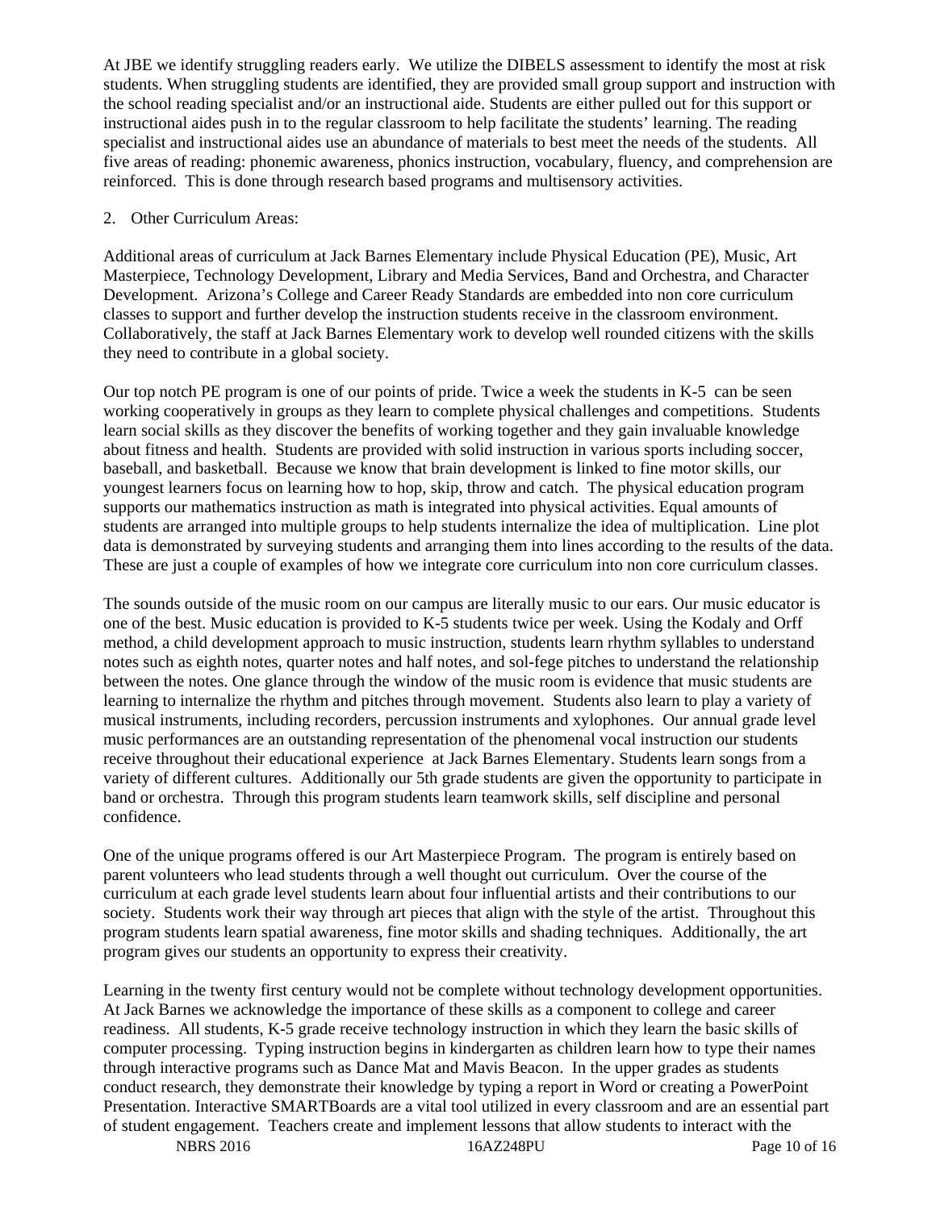At JBE we identify struggling readers early. We utilize the DIBELS assessment to identify the most at risk students. When struggling students are identified, they are provided small group support and instruction with the school reading specialist and/or an instructional aide. Students are either pulled out for this support or instructional aides push in to the regular classroom to help facilitate the students' learning. The reading specialist and instructional aides use an abundance of materials to best meet the needs of the students. All five areas of reading: phonemic awareness, phonics instruction, vocabulary, fluency, and comprehension are reinforced. This is done through research based programs and multisensory activities.

2. Other Curriculum Areas:

Additional areas of curriculum at Jack Barnes Elementary include Physical Education (PE), Music, Art Masterpiece, Technology Development, Library and Media Services, Band and Orchestra, and Character Development. Arizona's College and Career Ready Standards are embedded into non core curriculum classes to support and further develop the instruction students receive in the classroom environment. Collaboratively, the staff at Jack Barnes Elementary work to develop well rounded citizens with the skills they need to contribute in a global society.

Our top notch PE program is one of our points of pride. Twice a week the students in K-5 can be seen working cooperatively in groups as they learn to complete physical challenges and competitions. Students learn social skills as they discover the benefits of working together and they gain invaluable knowledge about fitness and health. Students are provided with solid instruction in various sports including soccer, baseball, and basketball. Because we know that brain development is linked to fine motor skills, our youngest learners focus on learning how to hop, skip, throw and catch. The physical education program supports our mathematics instruction as math is integrated into physical activities. Equal amounts of students are arranged into multiple groups to help students internalize the idea of multiplication. Line plot data is demonstrated by surveying students and arranging them into lines according to the results of the data. These are just a couple of examples of how we integrate core curriculum into non core curriculum classes.

The sounds outside of the music room on our campus are literally music to our ears. Our music educator is one of the best. Music education is provided to K-5 students twice per week. Using the Kodaly and Orff method, a child development approach to music instruction, students learn rhythm syllables to understand notes such as eighth notes, quarter notes and half notes, and sol-fege pitches to understand the relationship between the notes. One glance through the window of the music room is evidence that music students are learning to internalize the rhythm and pitches through movement. Students also learn to play a variety of musical instruments, including recorders, percussion instruments and xylophones. Our annual grade level music performances are an outstanding representation of the phenomenal vocal instruction our students receive throughout their educational experience at Jack Barnes Elementary. Students learn songs from a variety of different cultures. Additionally our 5th grade students are given the opportunity to participate in band or orchestra. Through this program students learn teamwork skills, self discipline and personal confidence.

One of the unique programs offered is our Art Masterpiece Program. The program is entirely based on parent volunteers who lead students through a well thought out curriculum. Over the course of the curriculum at each grade level students learn about four influential artists and their contributions to our society. Students work their way through art pieces that align with the style of the artist. Throughout this program students learn spatial awareness, fine motor skills and shading techniques. Additionally, the art program gives our students an opportunity to express their creativity.

Learning in the twenty first century would not be complete without technology development opportunities. At Jack Barnes we acknowledge the importance of these skills as a component to college and career readiness. All students, K-5 grade receive technology instruction in which they learn the basic skills of computer processing. Typing instruction begins in kindergarten as children learn how to type their names through interactive programs such as Dance Mat and Mavis Beacon. In the upper grades as students conduct research, they demonstrate their knowledge by typing a report in Word or creating a PowerPoint Presentation. Interactive SMARTBoards are a vital tool utilized in every classroom and are an essential part of student engagement. Teachers create and implement lessons that allow students to interact with the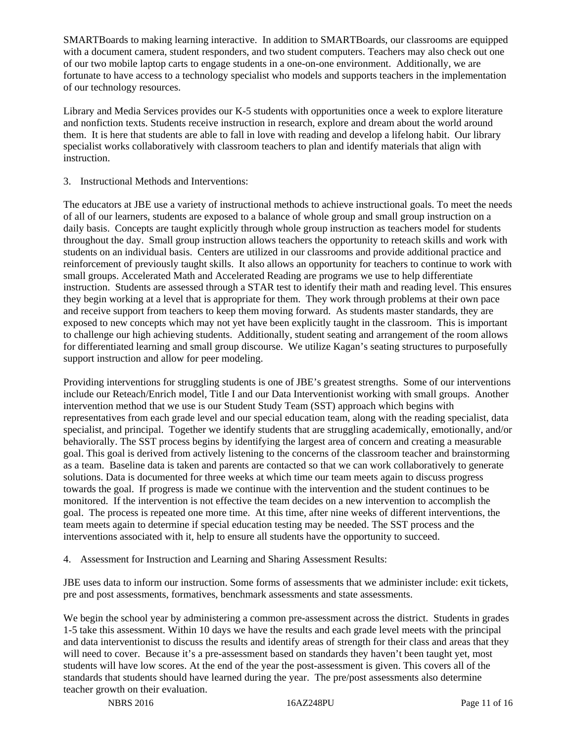SMARTBoards to making learning interactive.  In addition to SMARTBoards, our classrooms are equipped with a document camera, student responders, and two student computers. Teachers may also check out one of our two mobile laptop carts to engage students in a one-on-one environment.  Additionally, we are fortunate to have access to a technology specialist who models and supports teachers in the implementation of our technology resources.

Library and Media Services provides our K-5 students with opportunities once a week to explore literature and nonfiction texts. Students receive instruction in research, explore and dream about the world around them.  It is here that students are able to fall in love with reading and develop a lifelong habit.  Our library specialist works collaboratively with classroom teachers to plan and identify materials that align with instruction.

3. Instructional Methods and Interventions:

The educators at JBE use a variety of instructional methods to achieve instructional goals. To meet the needs of all of our learners, students are exposed to a balance of whole group and small group instruction on a daily basis.  Concepts are taught explicitly through whole group instruction as teachers model for students throughout the day.  Small group instruction allows teachers the opportunity to reteach skills and work with students on an individual basis.  Centers are utilized in our classrooms and provide additional practice and reinforcement of previously taught skills.  It also allows an opportunity for teachers to continue to work with small groups. Accelerated Math and Accelerated Reading are programs we use to help differentiate instruction.  Students are assessed through a STAR test to identify their math and reading level. This ensures they begin working at a level that is appropriate for them.  They work through problems at their own pace and receive support from teachers to keep them moving forward.  As students master standards, they are exposed to new concepts which may not yet have been explicitly taught in the classroom.  This is important to challenge our high achieving students.  Additionally, student seating and arrangement of the room allows for differentiated learning and small group discourse.  We utilize Kagan's seating structures to purposefully support instruction and allow for peer modeling.

Providing interventions for struggling students is one of JBE's greatest strengths.  Some of our interventions include our Reteach/Enrich model, Title I and our Data Interventionist working with small groups.  Another intervention method that we use is our Student Study Team (SST) approach which begins with representatives from each grade level and our special education team, along with the reading specialist, data specialist, and principal.  Together we identify students that are struggling academically, emotionally, and/or behaviorally. The SST process begins by identifying the largest area of concern and creating a measurable goal. This goal is derived from actively listening to the concerns of the classroom teacher and brainstorming as a team.  Baseline data is taken and parents are contacted so that we can work collaboratively to generate solutions. Data is documented for three weeks at which time our team meets again to discuss progress towards the goal.  If progress is made we continue with the intervention and the student continues to be monitored.  If the intervention is not effective the team decides on a new intervention to accomplish the goal.  The process is repeated one more time.  At this time, after nine weeks of different interventions, the team meets again to determine if special education testing may be needed. The SST process and the interventions associated with it, help to ensure all students have the opportunity to succeed.

4. Assessment for Instruction and Learning and Sharing Assessment Results:

JBE uses data to inform our instruction. Some forms of assessments that we administer include: exit tickets, pre and post assessments, formatives, benchmark assessments and state assessments.

We begin the school year by administering a common pre-assessment across the district.  Students in grades 1-5 take this assessment. Within 10 days we have the results and each grade level meets with the principal and data interventionist to discuss the results and identify areas of strength for their class and areas that they will need to cover.  Because it's a pre-assessment based on standards they haven't been taught yet, most students will have low scores. At the end of the year the post-assessment is given. This covers all of the standards that students should have learned during the year.  The pre/post assessments also determine teacher growth on their evaluation.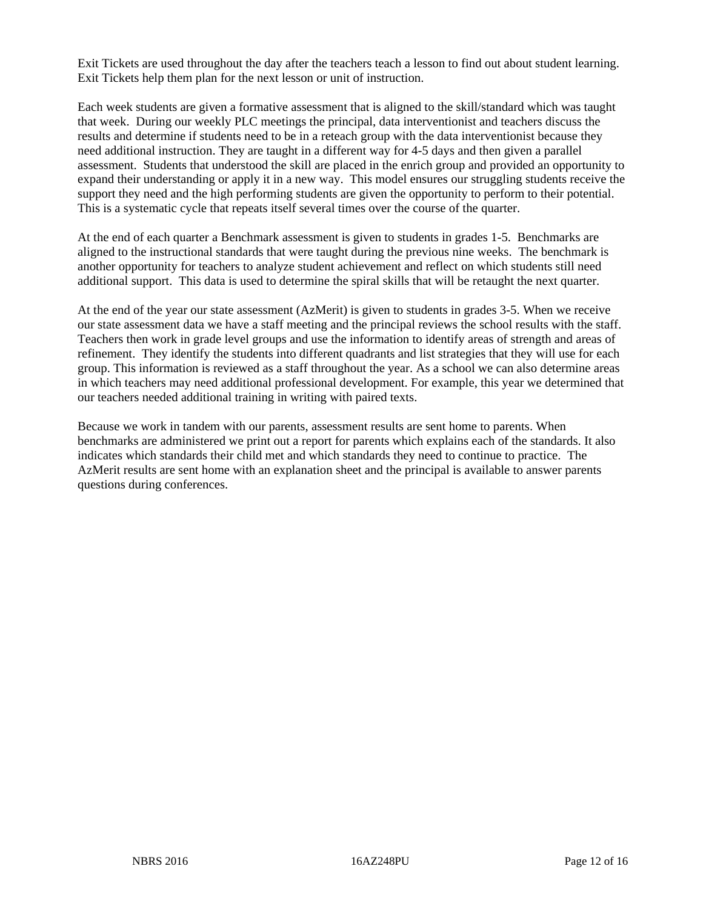Exit Tickets are used throughout the day after the teachers teach a lesson to find out about student learning. Exit Tickets help them plan for the next lesson or unit of instruction.

Each week students are given a formative assessment that is aligned to the skill/standard which was taught that week. During our weekly PLC meetings the principal, data interventionist and teachers discuss the results and determine if students need to be in a reteach group with the data interventionist because they need additional instruction. They are taught in a different way for 4-5 days and then given a parallel assessment. Students that understood the skill are placed in the enrich group and provided an opportunity to expand their understanding or apply it in a new way. This model ensures our struggling students receive the support they need and the high performing students are given the opportunity to perform to their potential. This is a systematic cycle that repeats itself several times over the course of the quarter.

At the end of each quarter a Benchmark assessment is given to students in grades 1-5. Benchmarks are aligned to the instructional standards that were taught during the previous nine weeks. The benchmark is another opportunity for teachers to analyze student achievement and reflect on which students still need additional support. This data is used to determine the spiral skills that will be retaught the next quarter.

At the end of the year our state assessment (AzMerit) is given to students in grades 3-5. When we receive our state assessment data we have a staff meeting and the principal reviews the school results with the staff. Teachers then work in grade level groups and use the information to identify areas of strength and areas of refinement. They identify the students into different quadrants and list strategies that they will use for each group. This information is reviewed as a staff throughout the year. As a school we can also determine areas in which teachers may need additional professional development. For example, this year we determined that our teachers needed additional training in writing with paired texts.

Because we work in tandem with our parents, assessment results are sent home to parents. When benchmarks are administered we print out a report for parents which explains each of the standards. It also indicates which standards their child met and which standards they need to continue to practice. The AzMerit results are sent home with an explanation sheet and the principal is available to answer parents questions during conferences.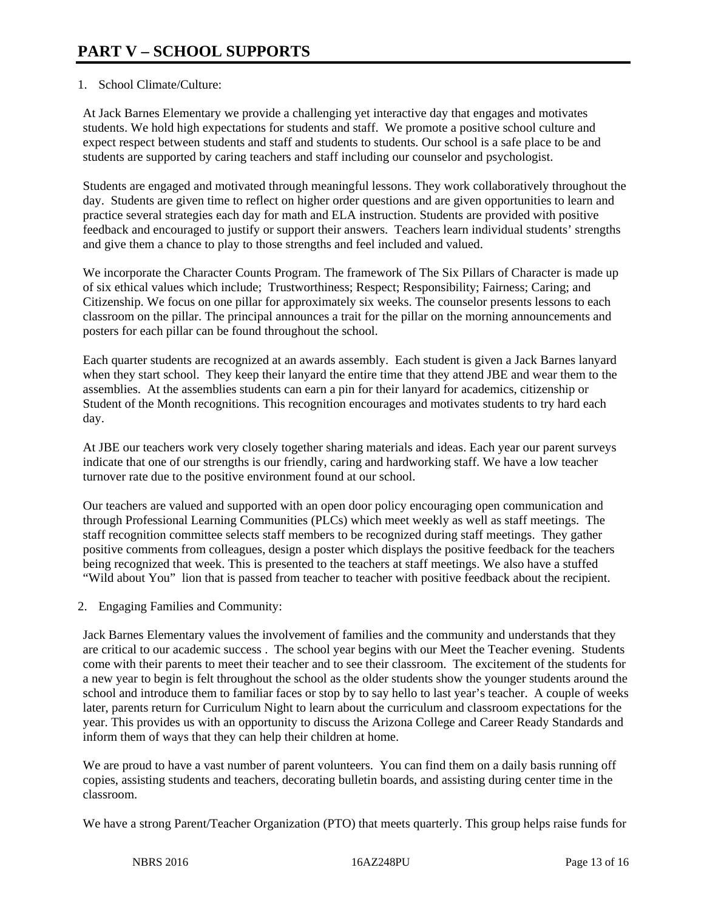# PART V – SCHOOL SUPPORTS

1. School Climate/Culture:

At Jack Barnes Elementary we provide a challenging yet interactive day that engages and motivates students. We hold high expectations for students and staff. We promote a positive school culture and expect respect between students and staff and students to students. Our school is a safe place to be and students are supported by caring teachers and staff including our counselor and psychologist.

Students are engaged and motivated through meaningful lessons. They work collaboratively throughout the day. Students are given time to reflect on higher order questions and are given opportunities to learn and practice several strategies each day for math and ELA instruction. Students are provided with positive feedback and encouraged to justify or support their answers. Teachers learn individual students' strengths and give them a chance to play to those strengths and feel included and valued.

We incorporate the Character Counts Program. The framework of The Six Pillars of Character is made up of six ethical values which include; Trustworthiness; Respect; Responsibility; Fairness; Caring; and Citizenship. We focus on one pillar for approximately six weeks. The counselor presents lessons to each classroom on the pillar. The principal announces a trait for the pillar on the morning announcements and posters for each pillar can be found throughout the school.

Each quarter students are recognized at an awards assembly. Each student is given a Jack Barnes lanyard when they start school. They keep their lanyard the entire time that they attend JBE and wear them to the assemblies. At the assemblies students can earn a pin for their lanyard for academics, citizenship or Student of the Month recognitions. This recognition encourages and motivates students to try hard each day.

At JBE our teachers work very closely together sharing materials and ideas. Each year our parent surveys indicate that one of our strengths is our friendly, caring and hardworking staff. We have a low teacher turnover rate due to the positive environment found at our school.

Our teachers are valued and supported with an open door policy encouraging open communication and through Professional Learning Communities (PLCs) which meet weekly as well as staff meetings. The staff recognition committee selects staff members to be recognized during staff meetings. They gather positive comments from colleagues, design a poster which displays the positive feedback for the teachers being recognized that week. This is presented to the teachers at staff meetings. We also have a stuffed "Wild about You" lion that is passed from teacher to teacher with positive feedback about the recipient.

2. Engaging Families and Community:

Jack Barnes Elementary values the involvement of families and the community and understands that they are critical to our academic success . The school year begins with our Meet the Teacher evening. Students come with their parents to meet their teacher and to see their classroom. The excitement of the students for a new year to begin is felt throughout the school as the older students show the younger students around the school and introduce them to familiar faces or stop by to say hello to last year's teacher. A couple of weeks later, parents return for Curriculum Night to learn about the curriculum and classroom expectations for the year. This provides us with an opportunity to discuss the Arizona College and Career Ready Standards and inform them of ways that they can help their children at home.

We are proud to have a vast number of parent volunteers. You can find them on a daily basis running off copies, assisting students and teachers, decorating bulletin boards, and assisting during center time in the classroom.

We have a strong Parent/Teacher Organization (PTO) that meets quarterly. This group helps raise funds for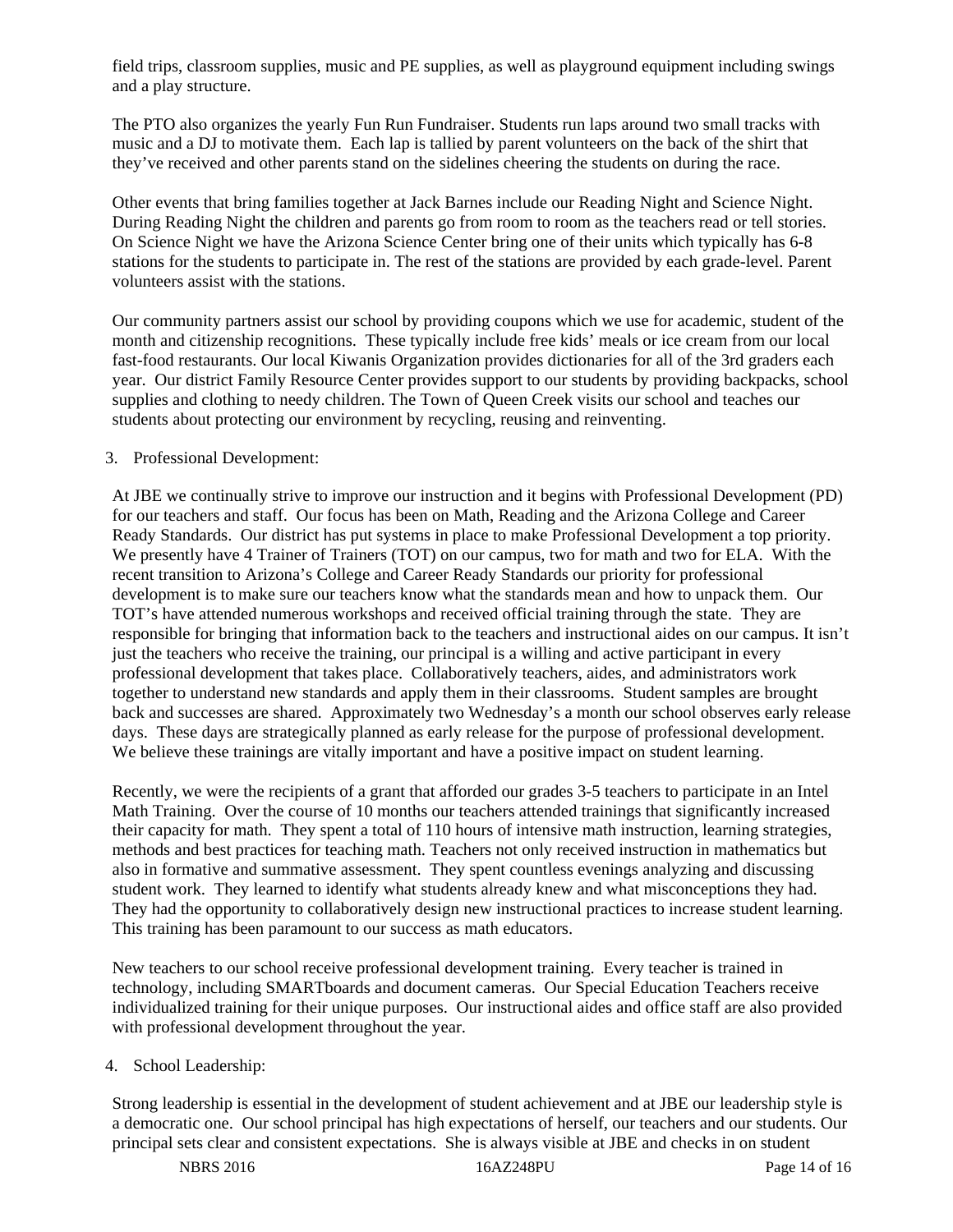field trips, classroom supplies, music and PE supplies, as well as playground equipment including swings and a play structure.

The PTO also organizes the yearly Fun Run Fundraiser. Students run laps around two small tracks with music and a DJ to motivate them. Each lap is tallied by parent volunteers on the back of the shirt that they've received and other parents stand on the sidelines cheering the students on during the race.

Other events that bring families together at Jack Barnes include our Reading Night and Science Night. During Reading Night the children and parents go from room to room as the teachers read or tell stories. On Science Night we have the Arizona Science Center bring one of their units which typically has 6-8 stations for the students to participate in. The rest of the stations are provided by each grade-level. Parent volunteers assist with the stations.

Our community partners assist our school by providing coupons which we use for academic, student of the month and citizenship recognitions. These typically include free kids' meals or ice cream from our local fast-food restaurants. Our local Kiwanis Organization provides dictionaries for all of the 3rd graders each year. Our district Family Resource Center provides support to our students by providing backpacks, school supplies and clothing to needy children. The Town of Queen Creek visits our school and teaches our students about protecting our environment by recycling, reusing and reinventing.

3. Professional Development:

At JBE we continually strive to improve our instruction and it begins with Professional Development (PD) for our teachers and staff. Our focus has been on Math, Reading and the Arizona College and Career Ready Standards. Our district has put systems in place to make Professional Development a top priority. We presently have 4 Trainer of Trainers (TOT) on our campus, two for math and two for ELA. With the recent transition to Arizona's College and Career Ready Standards our priority for professional development is to make sure our teachers know what the standards mean and how to unpack them. Our TOT's have attended numerous workshops and received official training through the state. They are responsible for bringing that information back to the teachers and instructional aides on our campus. It isn't just the teachers who receive the training, our principal is a willing and active participant in every professional development that takes place. Collaboratively teachers, aides, and administrators work together to understand new standards and apply them in their classrooms. Student samples are brought back and successes are shared. Approximately two Wednesday's a month our school observes early release days. These days are strategically planned as early release for the purpose of professional development. We believe these trainings are vitally important and have a positive impact on student learning.

Recently, we were the recipients of a grant that afforded our grades 3-5 teachers to participate in an Intel Math Training. Over the course of 10 months our teachers attended trainings that significantly increased their capacity for math. They spent a total of 110 hours of intensive math instruction, learning strategies, methods and best practices for teaching math. Teachers not only received instruction in mathematics but also in formative and summative assessment. They spent countless evenings analyzing and discussing student work. They learned to identify what students already knew and what misconceptions they had. They had the opportunity to collaboratively design new instructional practices to increase student learning. This training has been paramount to our success as math educators.

New teachers to our school receive professional development training. Every teacher is trained in technology, including SMARTboards and document cameras. Our Special Education Teachers receive individualized training for their unique purposes. Our instructional aides and office staff are also provided with professional development throughout the year.

4. School Leadership:

Strong leadership is essential in the development of student achievement and at JBE our leadership style is a democratic one. Our school principal has high expectations of herself, our teachers and our students. Our principal sets clear and consistent expectations. She is always visible at JBE and checks in on student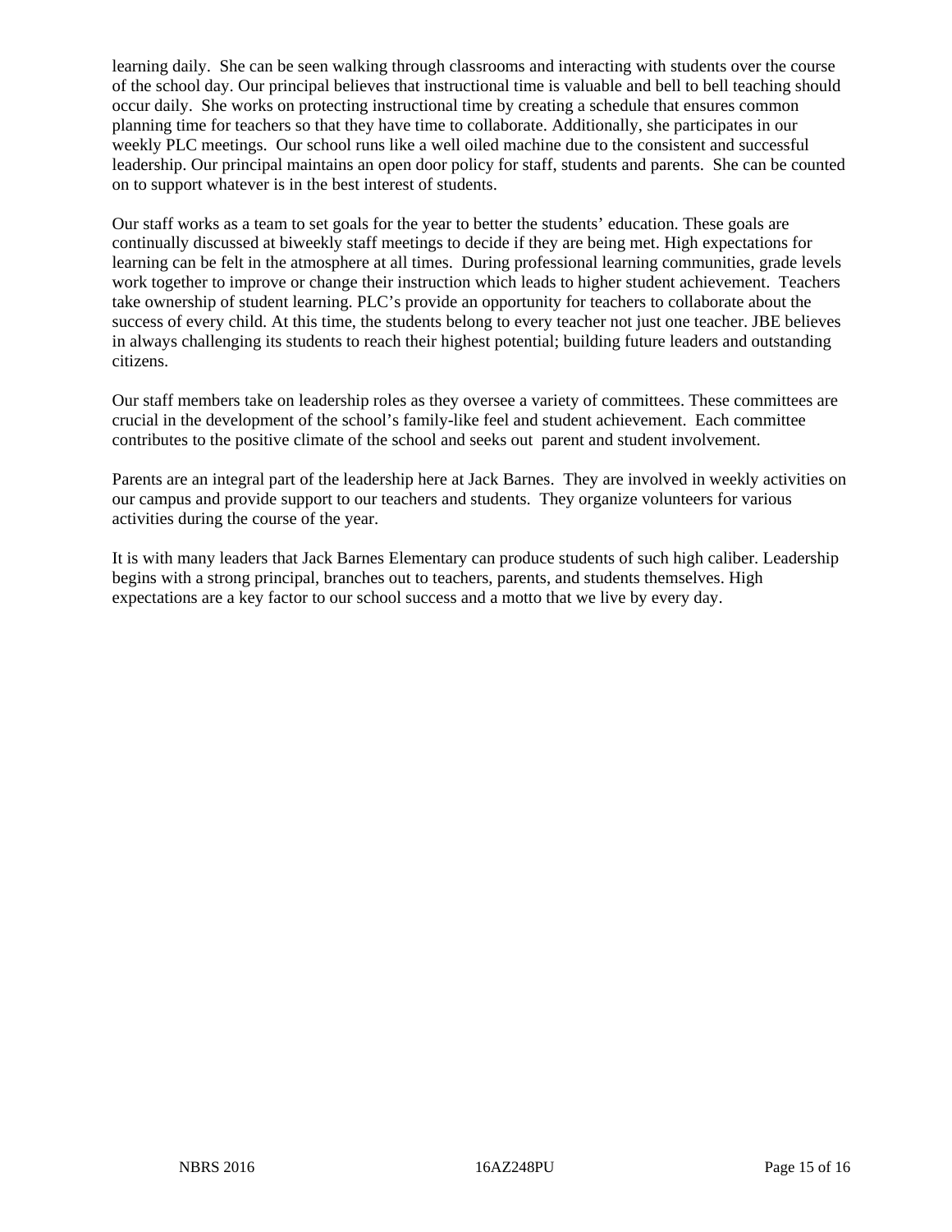learning daily. She can be seen walking through classrooms and interacting with students over the course of the school day. Our principal believes that instructional time is valuable and bell to bell teaching should occur daily. She works on protecting instructional time by creating a schedule that ensures common planning time for teachers so that they have time to collaborate. Additionally, she participates in our weekly PLC meetings. Our school runs like a well oiled machine due to the consistent and successful leadership. Our principal maintains an open door policy for staff, students and parents. She can be counted on to support whatever is in the best interest of students.

Our staff works as a team to set goals for the year to better the students' education. These goals are continually discussed at biweekly staff meetings to decide if they are being met. High expectations for learning can be felt in the atmosphere at all times. During professional learning communities, grade levels work together to improve or change their instruction which leads to higher student achievement. Teachers take ownership of student learning. PLC's provide an opportunity for teachers to collaborate about the success of every child. At this time, the students belong to every teacher not just one teacher. JBE believes in always challenging its students to reach their highest potential; building future leaders and outstanding citizens.

Our staff members take on leadership roles as they oversee a variety of committees. These committees are crucial in the development of the school's family-like feel and student achievement. Each committee contributes to the positive climate of the school and seeks out parent and student involvement.

Parents are an integral part of the leadership here at Jack Barnes. They are involved in weekly activities on our campus and provide support to our teachers and students. They organize volunteers for various activities during the course of the year.

It is with many leaders that Jack Barnes Elementary can produce students of such high caliber. Leadership begins with a strong principal, branches out to teachers, parents, and students themselves. High expectations are a key factor to our school success and a motto that we live by every day.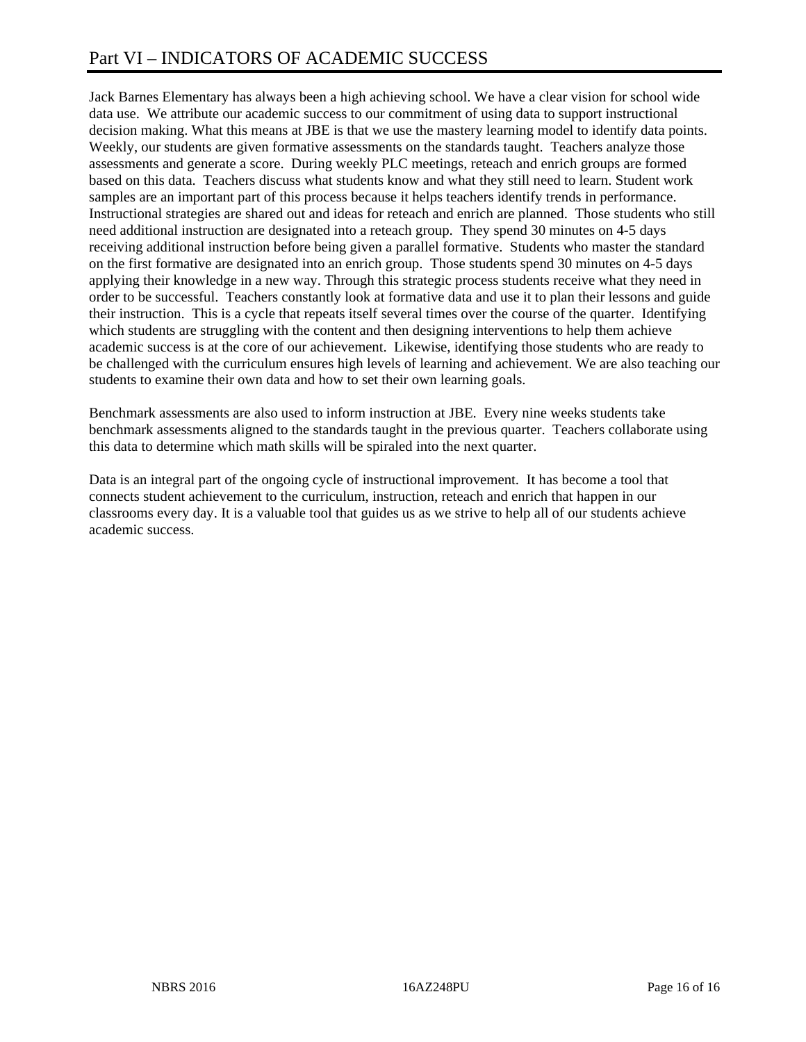# Part VI – INDICATORS OF ACADEMIC SUCCESS

Jack Barnes Elementary has always been a high achieving school. We have a clear vision for school wide data use. We attribute our academic success to our commitment of using data to support instructional decision making. What this means at JBE is that we use the mastery learning model to identify data points. Weekly, our students are given formative assessments on the standards taught. Teachers analyze those assessments and generate a score. During weekly PLC meetings, reteach and enrich groups are formed based on this data. Teachers discuss what students know and what they still need to learn. Student work samples are an important part of this process because it helps teachers identify trends in performance. Instructional strategies are shared out and ideas for reteach and enrich are planned. Those students who still need additional instruction are designated into a reteach group. They spend 30 minutes on 4-5 days receiving additional instruction before being given a parallel formative. Students who master the standard on the first formative are designated into an enrich group. Those students spend 30 minutes on 4-5 days applying their knowledge in a new way. Through this strategic process students receive what they need in order to be successful. Teachers constantly look at formative data and use it to plan their lessons and guide their instruction. This is a cycle that repeats itself several times over the course of the quarter. Identifying which students are struggling with the content and then designing interventions to help them achieve academic success is at the core of our achievement. Likewise, identifying those students who are ready to be challenged with the curriculum ensures high levels of learning and achievement. We are also teaching our students to examine their own data and how to set their own learning goals.

Benchmark assessments are also used to inform instruction at JBE. Every nine weeks students take benchmark assessments aligned to the standards taught in the previous quarter. Teachers collaborate using this data to determine which math skills will be spiraled into the next quarter.

Data is an integral part of the ongoing cycle of instructional improvement. It has become a tool that connects student achievement to the curriculum, instruction, reteach and enrich that happen in our classrooms every day. It is a valuable tool that guides us as we strive to help all of our students achieve academic success.